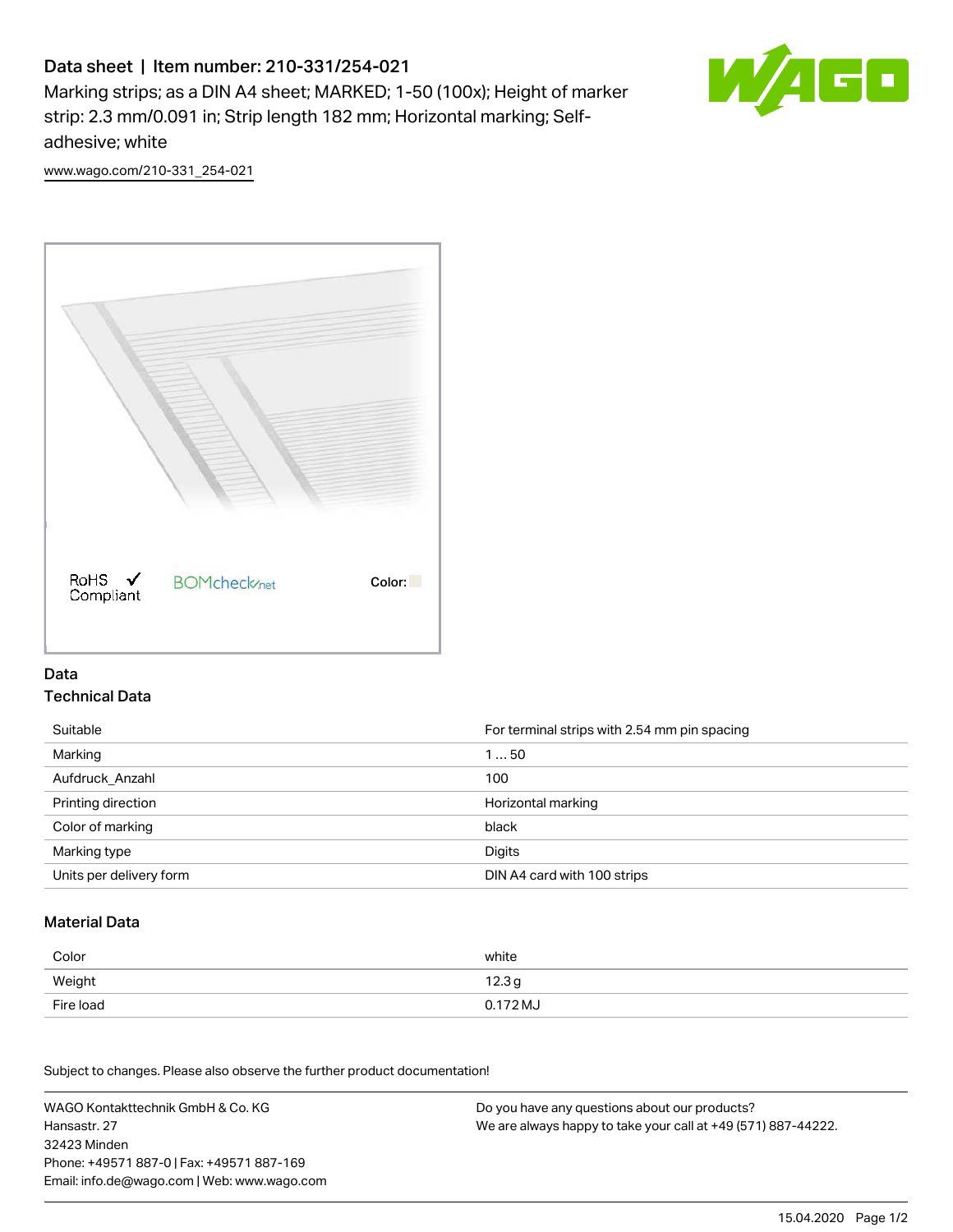# Data sheet | Item number: 210-331/254-021

Marking strips; as a DIN A4 sheet; MARKED; 1-50 (100x); Height of marker strip: 2.3 mm/0.091 in; Strip length 182 mm; Horizontal marking; Self-adhesive; white

www.wago.com/210-331_254-021

RoHS ✓ Compliant BOMcheck.net Color:

## Data

### Technical Data

| | |
|---|---|
| Suitable | For terminal strips with 2.54 mm pin spacing |
| Marking | 1 … 50 |
| Aufdruck_Anzahl | 100 |
| Printing direction | Horizontal marking |
| Color of marking | black |
| Marking type | Digits |
| Units per delivery form | DIN A4 card with 100 strips |

### Material Data

| | |
|---|---|
| Color | white |
| Weight | 12.3 g |
| Fire load | 0.172 MJ |

Subject to changes. Please also observe the further product documentation!

WAGO Kontakttechnik GmbH & Co. KG
Hansastr. 27
32423 Minden
Phone: +49571 887-0 | Fax: +49571 887-169
Email: info.de@wago.com | Web: www.wago.com

Do you have any questions about our products?
We are always happy to take your call at +49 (571) 887-44222.

15.04.2020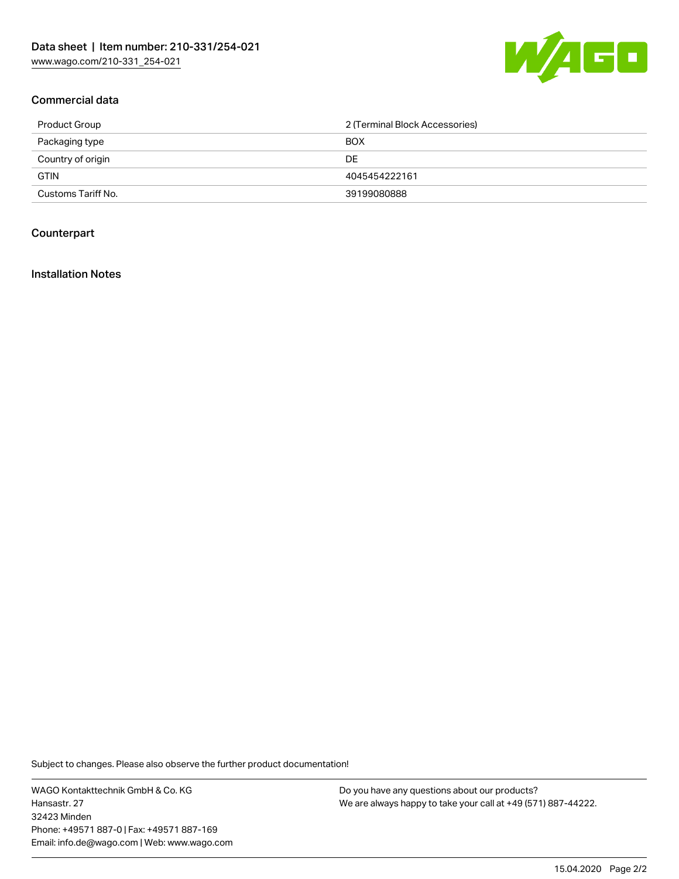## Commercial data

| | |
|---|---|
| Product Group | 2 (Terminal Block Accessories) |
| Packaging type | BOX |
| Country of origin | DE |
| GTIN | 4045454222161 |
| Customs Tariff No. | 39199080888 |

## Counterpart

## Installation Notes

Subject to changes. Please also observe the further product documentation!

WAGO Kontakttechnik GmbH & Co. KG
Hansastr. 27
32423 Minden
Phone: +49571 887-0 | Fax: +49571 887-169
Email: info.de@wago.com | Web: www.wago.com

Do you have any questions about our products?
We are always happy to take your call at +49 (571) 887-44222.